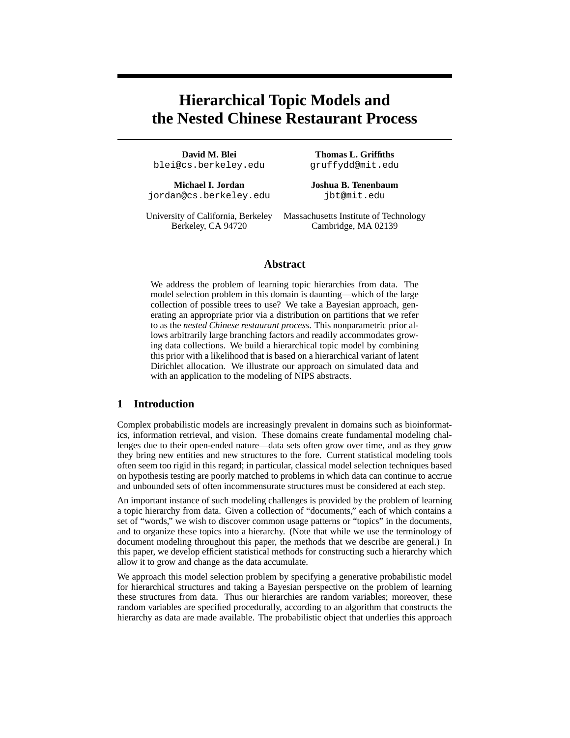# Hierarchical Topic Models and the Nested Chinese Restaurant Process

**David M. Blei**
blei@cs.berkeley.edu

**Thomas L. Griffiths**
gruffydd@mit.edu

**Michael I. Jordan**
jordan@cs.berkeley.edu

**Joshua B. Tenenbaum**
jbt@mit.edu

University of California, Berkeley
Berkeley, CA 94720

Massachusetts Institute of Technology
Cambridge, MA 02139

## Abstract

We address the problem of learning topic hierarchies from data. The model selection problem in this domain is daunting—which of the large collection of possible trees to use? We take a Bayesian approach, generating an appropriate prior via a distribution on partitions that we refer to as the *nested Chinese restaurant process*. This nonparametric prior allows arbitrarily large branching factors and readily accommodates growing data collections. We build a hierarchical topic model by combining this prior with a likelihood that is based on a hierarchical variant of latent Dirichlet allocation. We illustrate our approach on simulated data and with an application to the modeling of NIPS abstracts.

## 1 Introduction

Complex probabilistic models are increasingly prevalent in domains such as bioinformatics, information retrieval, and vision. These domains create fundamental modeling challenges due to their open-ended nature—data sets often grow over time, and as they grow they bring new entities and new structures to the fore. Current statistical modeling tools often seem too rigid in this regard; in particular, classical model selection techniques based on hypothesis testing are poorly matched to problems in which data can continue to accrue and unbounded sets of often incommensurate structures must be considered at each step.

An important instance of such modeling challenges is provided by the problem of learning a topic hierarchy from data. Given a collection of "documents," each of which contains a set of "words," we wish to discover common usage patterns or "topics" in the documents, and to organize these topics into a hierarchy. (Note that while we use the terminology of document modeling throughout this paper, the methods that we describe are general.) In this paper, we develop efficient statistical methods for constructing such a hierarchy which allow it to grow and change as the data accumulate.

We approach this model selection problem by specifying a generative probabilistic model for hierarchical structures and taking a Bayesian perspective on the problem of learning these structures from data. Thus our hierarchies are random variables; moreover, these random variables are specified procedurally, according to an algorithm that constructs the hierarchy as data are made available. The probabilistic object that underlies this approach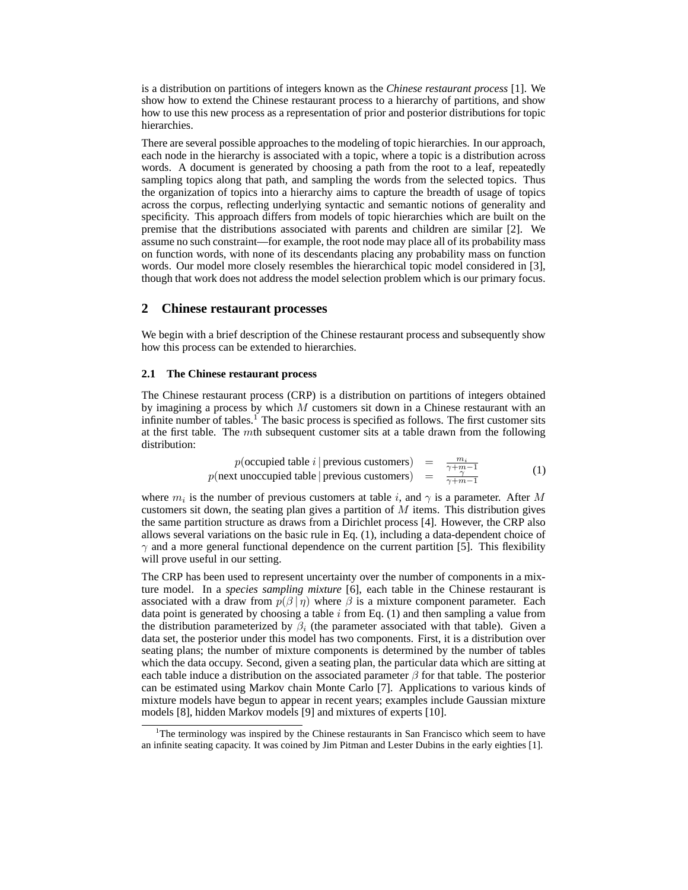is a distribution on partitions of integers known as the *Chinese restaurant process* [1]. We show how to extend the Chinese restaurant process to a hierarchy of partitions, and show how to use this new process as a representation of prior and posterior distributions for topic hierarchies.

There are several possible approaches to the modeling of topic hierarchies. In our approach, each node in the hierarchy is associated with a topic, where a topic is a distribution across words. A document is generated by choosing a path from the root to a leaf, repeatedly sampling topics along that path, and sampling the words from the selected topics. Thus the organization of topics into a hierarchy aims to capture the breadth of usage of topics across the corpus, reflecting underlying syntactic and semantic notions of generality and specificity. This approach differs from models of topic hierarchies which are built on the premise that the distributions associated with parents and children are similar [2]. We assume no such constraint—for example, the root node may place all of its probability mass on function words, with none of its descendants placing any probability mass on function words. Our model more closely resembles the hierarchical topic model considered in [3], though that work does not address the model selection problem which is our primary focus.

## 2 Chinese restaurant processes

We begin with a brief description of the Chinese restaurant process and subsequently show how this process can be extended to hierarchies.

### 2.1 The Chinese restaurant process

The Chinese restaurant process (CRP) is a distribution on partitions of integers obtained by imagining a process by which $M$ customers sit down in a Chinese restaurant with an infinite number of tables.[1] The basic process is specified as follows. The first customer sits at the first table. The $m$th subsequent customer sits at a table drawn from the following distribution:

$$\begin{aligned} p(\text{occupied table } i \,|\, \text{previous customers}) &= \frac{m_i}{\gamma + m - 1} \\ p(\text{next unoccupied table} \,|\, \text{previous customers}) &= \frac{\gamma}{\gamma + m - 1} \end{aligned} \tag{1}$$

where $m_i$ is the number of previous customers at table $i$, and $\gamma$ is a parameter. After $M$ customers sit down, the seating plan gives a partition of $M$ items. This distribution gives the same partition structure as draws from a Dirichlet process [4]. However, the CRP also allows several variations on the basic rule in Eq. (1), including a data-dependent choice of $\gamma$ and a more general functional dependence on the current partition [5]. This flexibility will prove useful in our setting.

The CRP has been used to represent uncertainty over the number of components in a mixture model. In a *species sampling mixture* [6], each table in the Chinese restaurant is associated with a draw from $p(\beta \,|\, \eta)$ where $\beta$ is a mixture component parameter. Each data point is generated by choosing a table $i$ from Eq. (1) and then sampling a value from the distribution parameterized by $\beta_i$ (the parameter associated with that table). Given a data set, the posterior under this model has two components. First, it is a distribution over seating plans; the number of mixture components is determined by the number of tables which the data occupy. Second, given a seating plan, the particular data which are sitting at each table induce a distribution on the associated parameter $\beta$ for that table. The posterior can be estimated using Markov chain Monte Carlo [7]. Applications to various kinds of mixture models have begun to appear in recent years; examples include Gaussian mixture models [8], hidden Markov models [9] and mixtures of experts [10].

[1] The terminology was inspired by the Chinese restaurants in San Francisco which seem to have an infinite seating capacity. It was coined by Jim Pitman and Lester Dubins in the early eighties [1].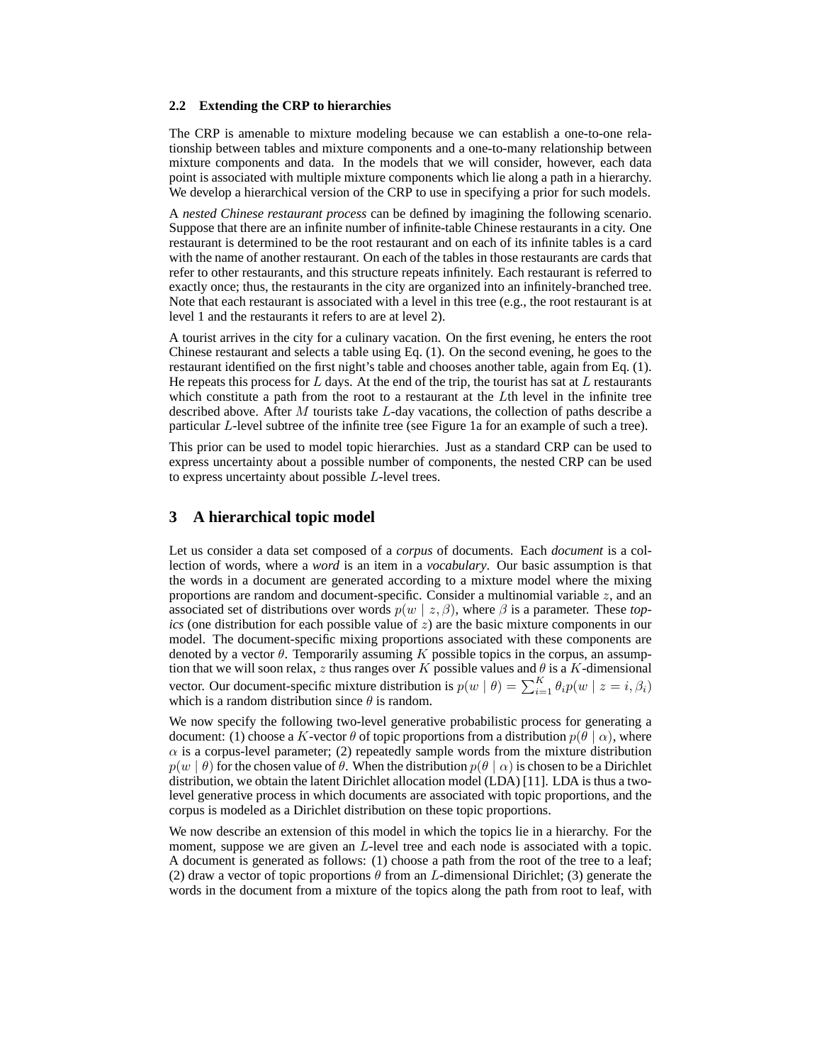### 2.2 Extending the CRP to hierarchies

The CRP is amenable to mixture modeling because we can establish a one-to-one relationship between tables and mixture components and a one-to-many relationship between mixture components and data. In the models that we will consider, however, each data point is associated with multiple mixture components which lie along a path in a hierarchy. We develop a hierarchical version of the CRP to use in specifying a prior for such models.

A *nested Chinese restaurant process* can be defined by imagining the following scenario. Suppose that there are an infinite number of infinite-table Chinese restaurants in a city. One restaurant is determined to be the root restaurant and on each of its infinite tables is a card with the name of another restaurant. On each of the tables in those restaurants are cards that refer to other restaurants, and this structure repeats infinitely. Each restaurant is referred to exactly once; thus, the restaurants in the city are organized into an infinitely-branched tree. Note that each restaurant is associated with a level in this tree (e.g., the root restaurant is at level 1 and the restaurants it refers to are at level 2).

A tourist arrives in the city for a culinary vacation. On the first evening, he enters the root Chinese restaurant and selects a table using Eq. (1). On the second evening, he goes to the restaurant identified on the first night's table and chooses another table, again from Eq. (1). He repeats this process for $L$ days. At the end of the trip, the tourist has sat at $L$ restaurants which constitute a path from the root to a restaurant at the $L$th level in the infinite tree described above. After $M$ tourists take $L$-day vacations, the collection of paths describe a particular $L$-level subtree of the infinite tree (see Figure 1a for an example of such a tree).

This prior can be used to model topic hierarchies. Just as a standard CRP can be used to express uncertainty about a possible number of components, the nested CRP can be used to express uncertainty about possible $L$-level trees.

## 3 A hierarchical topic model

Let us consider a data set composed of a *corpus* of documents. Each *document* is a collection of words, where a *word* is an item in a *vocabulary*. Our basic assumption is that the words in a document are generated according to a mixture model where the mixing proportions are random and document-specific. Consider a multinomial variable $z$, and an associated set of distributions over words $p(w \mid z, \beta)$, where $\beta$ is a parameter. These *topics* (one distribution for each possible value of $z$) are the basic mixture components in our model. The document-specific mixing proportions associated with these components are denoted by a vector $\theta$. Temporarily assuming $K$ possible topics in the corpus, an assumption that we will soon relax, $z$ thus ranges over $K$ possible values and $\theta$ is a $K$-dimensional vector. Our document-specific mixture distribution is $p(w \mid \theta) = \sum_{i=1}^{K} \theta_i p(w \mid z = i, \beta_i)$ which is a random distribution since $\theta$ is random.

We now specify the following two-level generative probabilistic process for generating a document: (1) choose a $K$-vector $\theta$ of topic proportions from a distribution $p(\theta \mid \alpha)$, where $\alpha$ is a corpus-level parameter; (2) repeatedly sample words from the mixture distribution $p(w \mid \theta)$ for the chosen value of $\theta$. When the distribution $p(\theta \mid \alpha)$ is chosen to be a Dirichlet distribution, we obtain the latent Dirichlet allocation model (LDA) [11]. LDA is thus a two-level generative process in which documents are associated with topic proportions, and the corpus is modeled as a Dirichlet distribution on these topic proportions.

We now describe an extension of this model in which the topics lie in a hierarchy. For the moment, suppose we are given an $L$-level tree and each node is associated with a topic. A document is generated as follows: (1) choose a path from the root of the tree to a leaf; (2) draw a vector of topic proportions $\theta$ from an $L$-dimensional Dirichlet; (3) generate the words in the document from a mixture of the topics along the path from root to leaf, with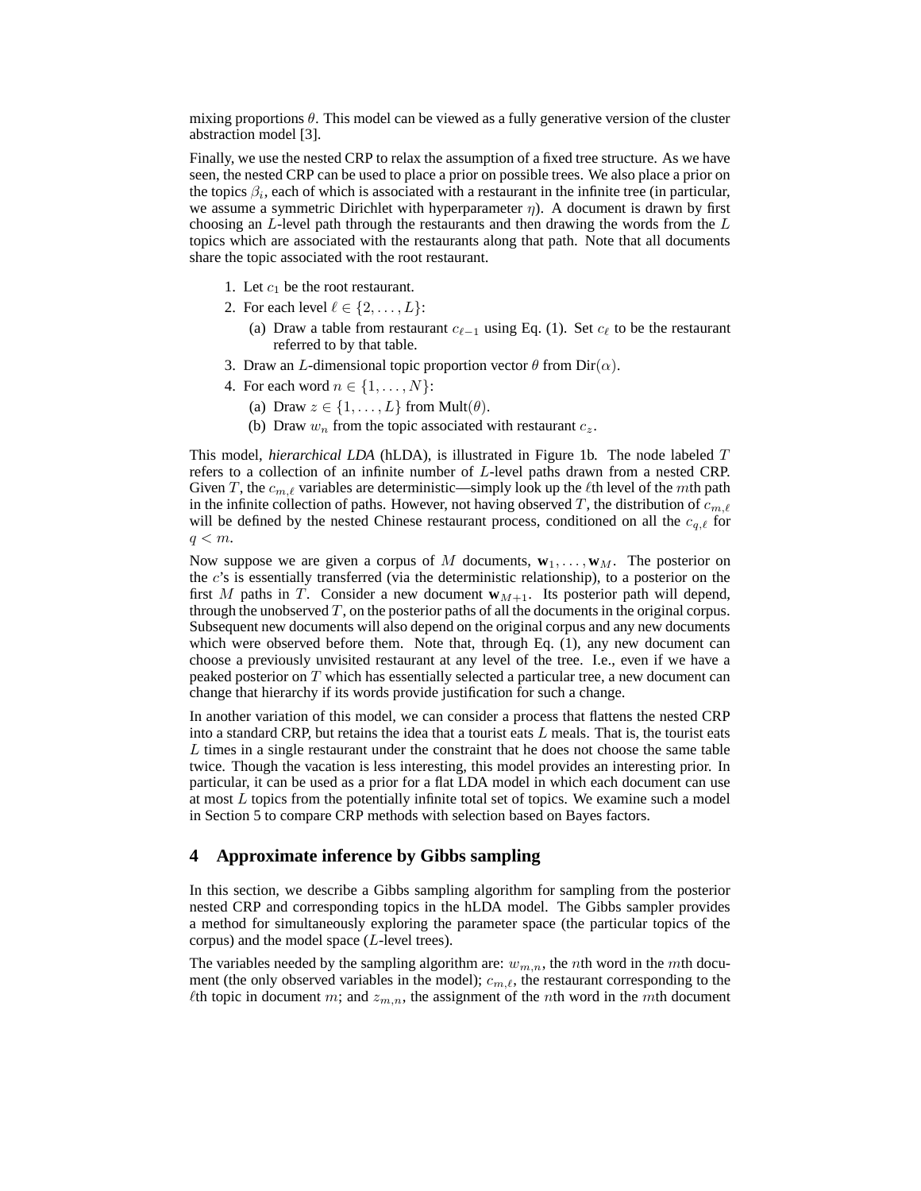mixing proportions $\theta$. This model can be viewed as a fully generative version of the cluster abstraction model [3].

Finally, we use the nested CRP to relax the assumption of a fixed tree structure. As we have seen, the nested CRP can be used to place a prior on possible trees. We also place a prior on the topics $\beta_i$, each of which is associated with a restaurant in the infinite tree (in particular, we assume a symmetric Dirichlet with hyperparameter $\eta$). A document is drawn by first choosing an $L$-level path through the restaurants and then drawing the words from the $L$ topics which are associated with the restaurants along that path. Note that all documents share the topic associated with the root restaurant.

1. Let $c_1$ be the root restaurant.
2. For each level $\ell \in \{2, \ldots, L\}$:
   (a) Draw a table from restaurant $c_{\ell-1}$ using Eq. (1). Set $c_\ell$ to be the restaurant referred to by that table.
3. Draw an $L$-dimensional topic proportion vector $\theta$ from Dir($\alpha$).
4. For each word $n \in \{1, \ldots, N\}$:
   (a) Draw $z \in \{1, \ldots, L\}$ from Mult($\theta$).
   (b) Draw $w_n$ from the topic associated with restaurant $c_z$.

This model, *hierarchical LDA* (hLDA), is illustrated in Figure 1b. The node labeled $T$ refers to a collection of an infinite number of $L$-level paths drawn from a nested CRP. Given $T$, the $c_{m,\ell}$ variables are deterministic—simply look up the $\ell$th level of the $m$th path in the infinite collection of paths. However, not having observed $T$, the distribution of $c_{m,\ell}$ will be defined by the nested Chinese restaurant process, conditioned on all the $c_{q,\ell}$ for $q < m$.

Now suppose we are given a corpus of $M$ documents, $\mathbf{w}_1, \ldots, \mathbf{w}_M$. The posterior on the $c$'s is essentially transferred (via the deterministic relationship), to a posterior on the first $M$ paths in $T$. Consider a new document $\mathbf{w}_{M+1}$. Its posterior path will depend, through the unobserved $T$, on the posterior paths of all the documents in the original corpus. Subsequent new documents will also depend on the original corpus and any new documents which were observed before them. Note that, through Eq. (1), any new document can choose a previously unvisited restaurant at any level of the tree. I.e., even if we have a peaked posterior on $T$ which has essentially selected a particular tree, a new document can change that hierarchy if its words provide justification for such a change.

In another variation of this model, we can consider a process that flattens the nested CRP into a standard CRP, but retains the idea that a tourist eats $L$ meals. That is, the tourist eats $L$ times in a single restaurant under the constraint that he does not choose the same table twice. Though the vacation is less interesting, this model provides an interesting prior. In particular, it can be used as a prior for a flat LDA model in which each document can use at most $L$ topics from the potentially infinite total set of topics. We examine such a model in Section 5 to compare CRP methods with selection based on Bayes factors.

## 4 Approximate inference by Gibbs sampling

In this section, we describe a Gibbs sampling algorithm for sampling from the posterior nested CRP and corresponding topics in the hLDA model. The Gibbs sampler provides a method for simultaneously exploring the parameter space (the particular topics of the corpus) and the model space ($L$-level trees).

The variables needed by the sampling algorithm are: $w_{m,n}$, the $n$th word in the $m$th document (the only observed variables in the model); $c_{m,\ell}$, the restaurant corresponding to the $\ell$th topic in document $m$; and $z_{m,n}$, the assignment of the $n$th word in the $m$th document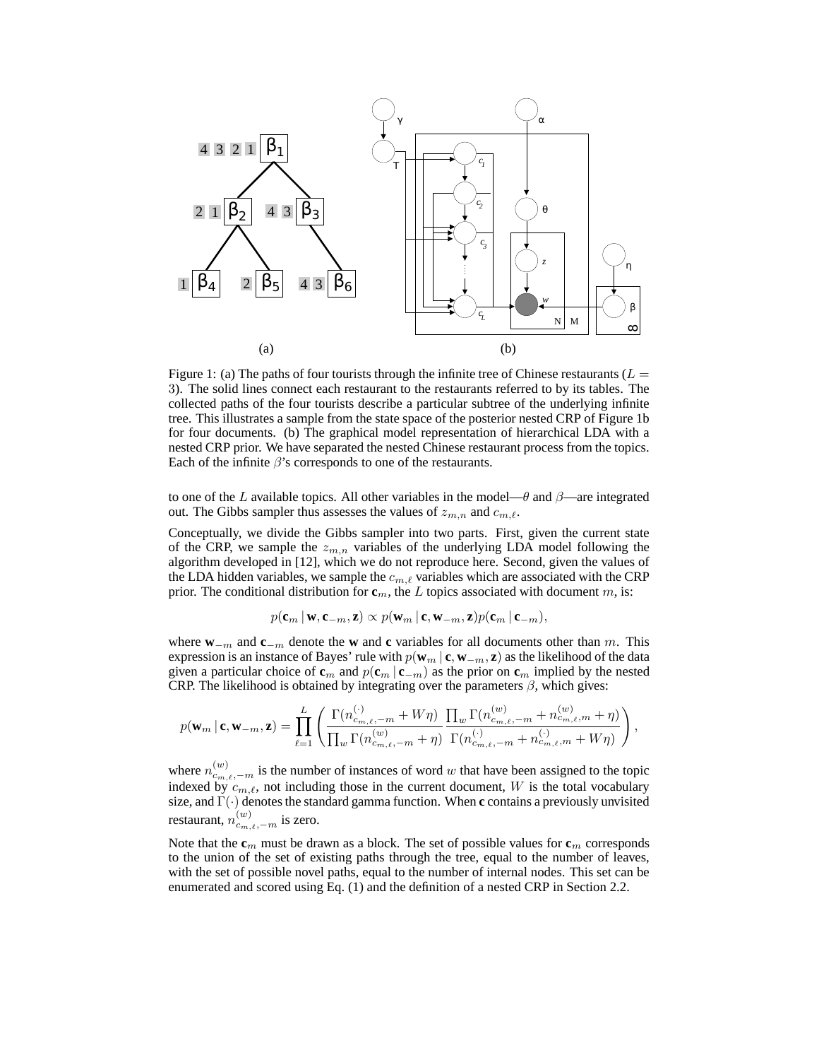Figure 1: (a) The paths of four tourists through the infinite tree of Chinese restaurants ($L = 3$). The solid lines connect each restaurant to the restaurants referred to by its tables. The collected paths of the four tourists describe a particular subtree of the underlying infinite tree. This illustrates a sample from the state space of the posterior nested CRP of Figure 1b for four documents. (b) The graphical model representation of hierarchical LDA with a nested CRP prior. We have separated the nested Chinese restaurant process from the topics. Each of the infinite $\beta$'s corresponds to one of the restaurants.

to one of the $L$ available topics. All other variables in the model—$\theta$ and $\beta$—are integrated out. The Gibbs sampler thus assesses the values of $z_{m,n}$ and $c_{m,\ell}$.

Conceptually, we divide the Gibbs sampler into two parts. First, given the current state of the CRP, we sample the $z_{m,n}$ variables of the underlying LDA model following the algorithm developed in [12], which we do not reproduce here. Second, given the values of the LDA hidden variables, we sample the $c_{m,\ell}$ variables which are associated with the CRP prior. The conditional distribution for $\mathbf{c}_m$, the $L$ topics associated with document $m$, is:

$$p(\mathbf{c}_m \mid \mathbf{w}, \mathbf{c}_{-m}, \mathbf{z}) \propto p(\mathbf{w}_m \mid \mathbf{c}, \mathbf{w}_{-m}, \mathbf{z}) p(\mathbf{c}_m \mid \mathbf{c}_{-m}),$$

where $\mathbf{w}_{-m}$ and $\mathbf{c}_{-m}$ denote the $\mathbf{w}$ and $\mathbf{c}$ variables for all documents other than $m$. This expression is an instance of Bayes' rule with $p(\mathbf{w}_m \mid \mathbf{c}, \mathbf{w}_{-m}, \mathbf{z})$ as the likelihood of the data given a particular choice of $\mathbf{c}_m$ and $p(\mathbf{c}_m \mid \mathbf{c}_{-m})$ as the prior on $\mathbf{c}_m$ implied by the nested CRP. The likelihood is obtained by integrating over the parameters $\beta$, which gives:

$$p(\mathbf{w}_m \mid \mathbf{c}, \mathbf{w}_{-m}, \mathbf{z}) = \prod_{\ell=1}^{L} \left( \frac{\Gamma(n_{c_{m,\ell},-m}^{(\cdot)} + W\eta)}{\prod_w \Gamma(n_{c_{m,\ell},-m}^{(w)} + \eta)} \frac{\prod_w \Gamma(n_{c_{m,\ell},-m}^{(w)} + n_{c_{m,\ell},m}^{(w)} + \eta)}{\Gamma(n_{c_{m,\ell},-m}^{(\cdot)} + n_{c_{m,\ell},m}^{(\cdot)} + W\eta)} \right),$$

where $n_{c_{m,\ell},-m}^{(w)}$ is the number of instances of word $w$ that have been assigned to the topic indexed by $c_{m,\ell}$, not including those in the current document, $W$ is the total vocabulary size, and $\Gamma(\cdot)$ denotes the standard gamma function. When $\mathbf{c}$ contains a previously unvisited restaurant, $n_{c_{m,\ell},-m}^{(w)}$ is zero.

Note that the $\mathbf{c}_m$ must be drawn as a block. The set of possible values for $\mathbf{c}_m$ corresponds to the union of the set of existing paths through the tree, equal to the number of leaves, with the set of possible novel paths, equal to the number of internal nodes. This set can be enumerated and scored using Eq. (1) and the definition of a nested CRP in Section 2.2.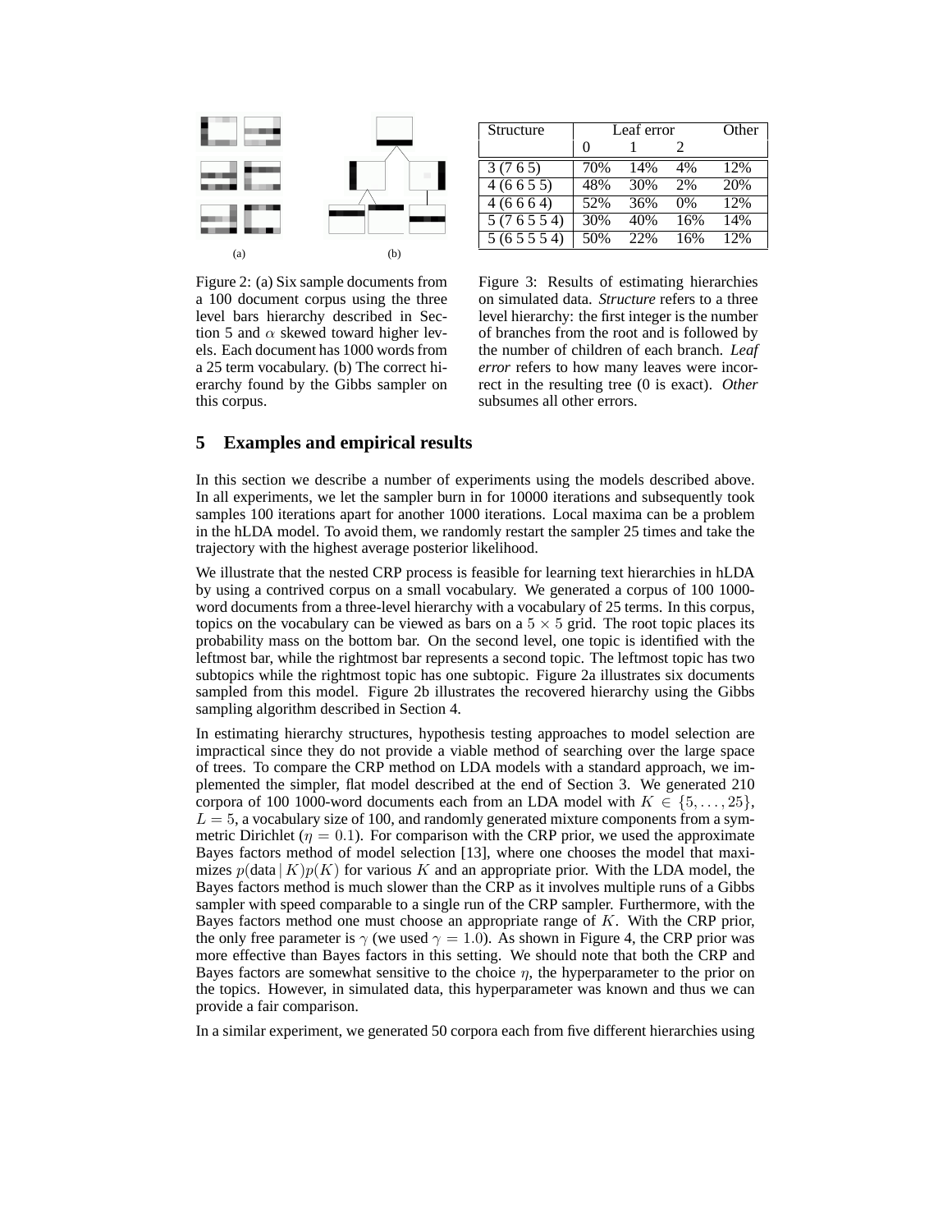| Structure | Leaf error | | | Other |
| --- | --- | --- | --- | --- |
| | 0 | 1 | 2 | |
| 3 (7 6 5) | 70% | 14% | 4% | 12% |
| 4 (6 6 5 5) | 48% | 30% | 2% | 20% |
| 4 (6 6 6 4) | 52% | 36% | 0% | 12% |
| 5 (7 6 5 5 4) | 30% | 40% | 16% | 14% |
| 5 (6 5 5 5 4) | 50% | 22% | 16% | 12% |

Figure 2: (a) Six sample documents from a 100 document corpus using the three level bars hierarchy described in Section 5 and $\alpha$ skewed toward higher levels. Each document has 1000 words from a 25 term vocabulary. (b) The correct hierarchy found by the Gibbs sampler on this corpus.

Figure 3: Results of estimating hierarchies on simulated data. *Structure* refers to a three level hierarchy: the first integer is the number of branches from the root and is followed by the number of children of each branch. *Leaf error* refers to how many leaves were incorrect in the resulting tree (0 is exact). *Other* subsumes all other errors.

## 5 Examples and empirical results

In this section we describe a number of experiments using the models described above. In all experiments, we let the sampler burn in for 10000 iterations and subsequently took samples 100 iterations apart for another 1000 iterations. Local maxima can be a problem in the hLDA model. To avoid them, we randomly restart the sampler 25 times and take the trajectory with the highest average posterior likelihood.

We illustrate that the nested CRP process is feasible for learning text hierarchies in hLDA by using a contrived corpus on a small vocabulary. We generated a corpus of 100 1000-word documents from a three-level hierarchy with a vocabulary of 25 terms. In this corpus, topics on the vocabulary can be viewed as bars on a $5 \times 5$ grid. The root topic places its probability mass on the bottom bar. On the second level, one topic is identified with the leftmost bar, while the rightmost bar represents a second topic. The leftmost topic has two subtopics while the rightmost topic has one subtopic. Figure 2a illustrates six documents sampled from this model. Figure 2b illustrates the recovered hierarchy using the Gibbs sampling algorithm described in Section 4.

In estimating hierarchy structures, hypothesis testing approaches to model selection are impractical since they do not provide a viable method of searching over the large space of trees. To compare the CRP method on LDA models with a standard approach, we implemented the simpler, flat model described at the end of Section 3. We generated 210 corpora of 100 1000-word documents each from an LDA model with $K \in \{5, \ldots, 25\}$, $L = 5$, a vocabulary size of 100, and randomly generated mixture components from a symmetric Dirichlet ($\eta = 0.1$). For comparison with the CRP prior, we used the approximate Bayes factors method of model selection [13], where one chooses the model that maximizes $p(\text{data} \mid K)p(K)$ for various $K$ and an appropriate prior. With the LDA model, the Bayes factors method is much slower than the CRP as it involves multiple runs of a Gibbs sampler with speed comparable to a single run of the CRP sampler. Furthermore, with the Bayes factors method one must choose an appropriate range of $K$. With the CRP prior, the only free parameter is $\gamma$ (we used $\gamma = 1.0$). As shown in Figure 4, the CRP prior was more effective than Bayes factors in this setting. We should note that both the CRP and Bayes factors are somewhat sensitive to the choice $\eta$, the hyperparameter to the prior on the topics. However, in simulated data, this hyperparameter was known and thus we can provide a fair comparison.

In a similar experiment, we generated 50 corpora each from five different hierarchies using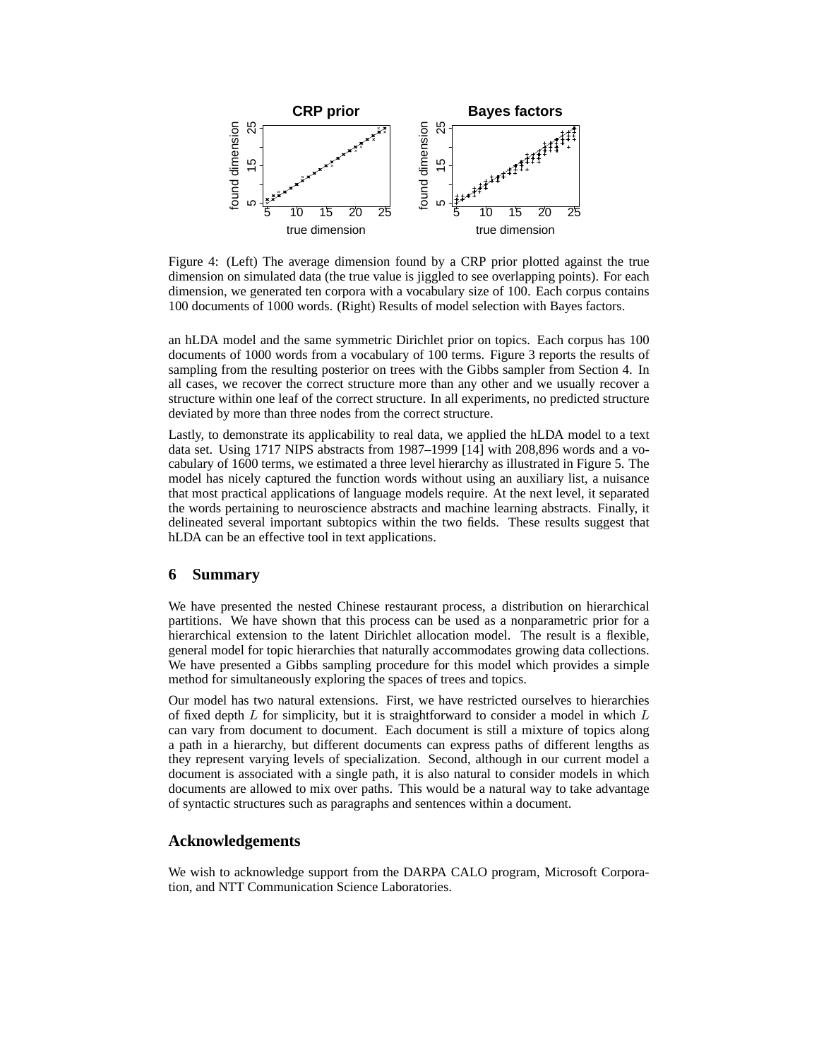Figure 4: (Left) The average dimension found by a CRP prior plotted against the true dimension on simulated data (the true value is jiggled to see overlapping points). For each dimension, we generated ten corpora with a vocabulary size of 100. Each corpus contains 100 documents of 1000 words. (Right) Results of model selection with Bayes factors.

an hLDA model and the same symmetric Dirichlet prior on topics. Each corpus has 100 documents of 1000 words from a vocabulary of 100 terms. Figure 3 reports the results of sampling from the resulting posterior on trees with the Gibbs sampler from Section 4. In all cases, we recover the correct structure more than any other and we usually recover a structure within one leaf of the correct structure. In all experiments, no predicted structure deviated by more than three nodes from the correct structure.

Lastly, to demonstrate its applicability to real data, we applied the hLDA model to a text data set. Using 1717 NIPS abstracts from 1987–1999 [14] with 208,896 words and a vocabulary of 1600 terms, we estimated a three level hierarchy as illustrated in Figure 5. The model has nicely captured the function words without using an auxiliary list, a nuisance that most practical applications of language models require. At the next level, it separated the words pertaining to neuroscience abstracts and machine learning abstracts. Finally, it delineated several important subtopics within the two fields. These results suggest that hLDA can be an effective tool in text applications.

## 6 Summary

We have presented the nested Chinese restaurant process, a distribution on hierarchical partitions. We have shown that this process can be used as a nonparametric prior for a hierarchical extension to the latent Dirichlet allocation model. The result is a flexible, general model for topic hierarchies that naturally accommodates growing data collections. We have presented a Gibbs sampling procedure for this model which provides a simple method for simultaneously exploring the spaces of trees and topics.

Our model has two natural extensions. First, we have restricted ourselves to hierarchies of fixed depth $L$ for simplicity, but it is straightforward to consider a model in which $L$ can vary from document to document. Each document is still a mixture of topics along a path in a hierarchy, but different documents can express paths of different lengths as they represent varying levels of specialization. Second, although in our current model a document is associated with a single path, it is also natural to consider models in which documents are allowed to mix over paths. This would be a natural way to take advantage of syntactic structures such as paragraphs and sentences within a document.

## Acknowledgements

We wish to acknowledge support from the DARPA CALO program, Microsoft Corporation, and NTT Communication Science Laboratories.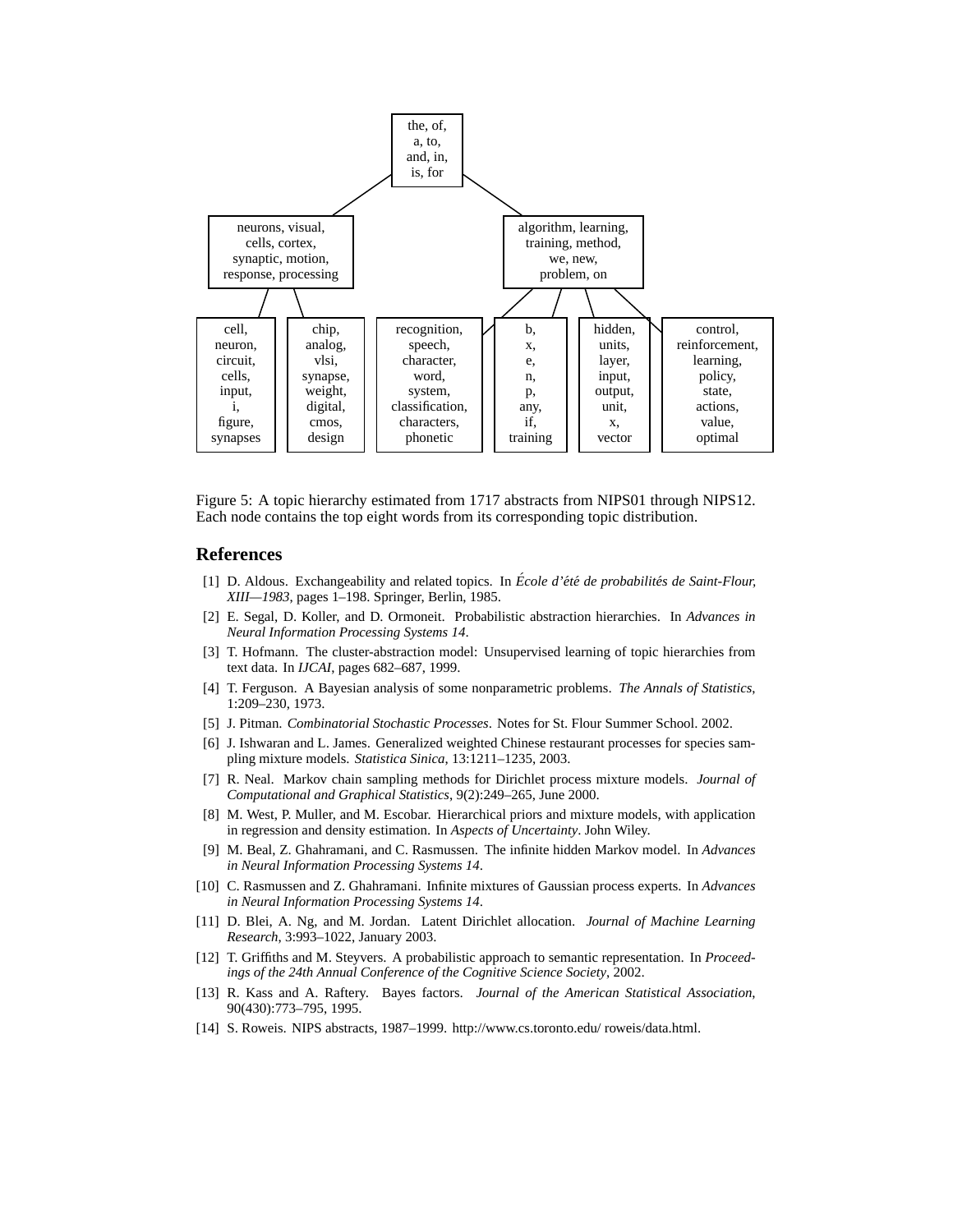the, of,
a, to,
and, in,
is, for

neurons, visual,
cells, cortex,
synaptic, motion,
response, processing

algorithm, learning,
training, method,
we, new,
problem, on

cell,
neuron,
circuit,
cells,
input,
i,
figure,
synapses

chip,
analog,
vlsi,
synapse,
weight,
digital,
cmos,
design

recognition,
speech,
character,
word,
system,
classification,
characters,
phonetic

b,
x,
e,
n,
p,
any,
if,
training

hidden,
units,
layer,
input,
output,
unit,
x,
vector

control,
reinforcement,
learning,
policy,
state,
actions,
value,
optimal

Figure 5: A topic hierarchy estimated from 1717 abstracts from NIPS01 through NIPS12. Each node contains the top eight words from its corresponding topic distribution.

## References

[1] D. Aldous. Exchangeability and related topics. In *École d'été de probabilités de Saint-Flour, XIII—1983*, pages 1–198. Springer, Berlin, 1985.

[2] E. Segal, D. Koller, and D. Ormoneit. Probabilistic abstraction hierarchies. In *Advances in Neural Information Processing Systems 14*.

[3] T. Hofmann. The cluster-abstraction model: Unsupervised learning of topic hierarchies from text data. In *IJCAI*, pages 682–687, 1999.

[4] T. Ferguson. A Bayesian analysis of some nonparametric problems. *The Annals of Statistics*, 1:209–230, 1973.

[5] J. Pitman. *Combinatorial Stochastic Processes*. Notes for St. Flour Summer School. 2002.

[6] J. Ishwaran and L. James. Generalized weighted Chinese restaurant processes for species sampling mixture models. *Statistica Sinica*, 13:1211–1235, 2003.

[7] R. Neal. Markov chain sampling methods for Dirichlet process mixture models. *Journal of Computational and Graphical Statistics*, 9(2):249–265, June 2000.

[8] M. West, P. Muller, and M. Escobar. Hierarchical priors and mixture models, with application in regression and density estimation. In *Aspects of Uncertainty*. John Wiley.

[9] M. Beal, Z. Ghahramani, and C. Rasmussen. The infinite hidden Markov model. In *Advances in Neural Information Processing Systems 14*.

[10] C. Rasmussen and Z. Ghahramani. Infinite mixtures of Gaussian process experts. In *Advances in Neural Information Processing Systems 14*.

[11] D. Blei, A. Ng, and M. Jordan. Latent Dirichlet allocation. *Journal of Machine Learning Research*, 3:993–1022, January 2003.

[12] T. Griffiths and M. Steyvers. A probabilistic approach to semantic representation. In *Proceedings of the 24th Annual Conference of the Cognitive Science Society*, 2002.

[13] R. Kass and A. Raftery. Bayes factors. *Journal of the American Statistical Association*, 90(430):773–795, 1995.

[14] S. Roweis. NIPS abstracts, 1987–1999. http://www.cs.toronto.edu/ roweis/data.html.